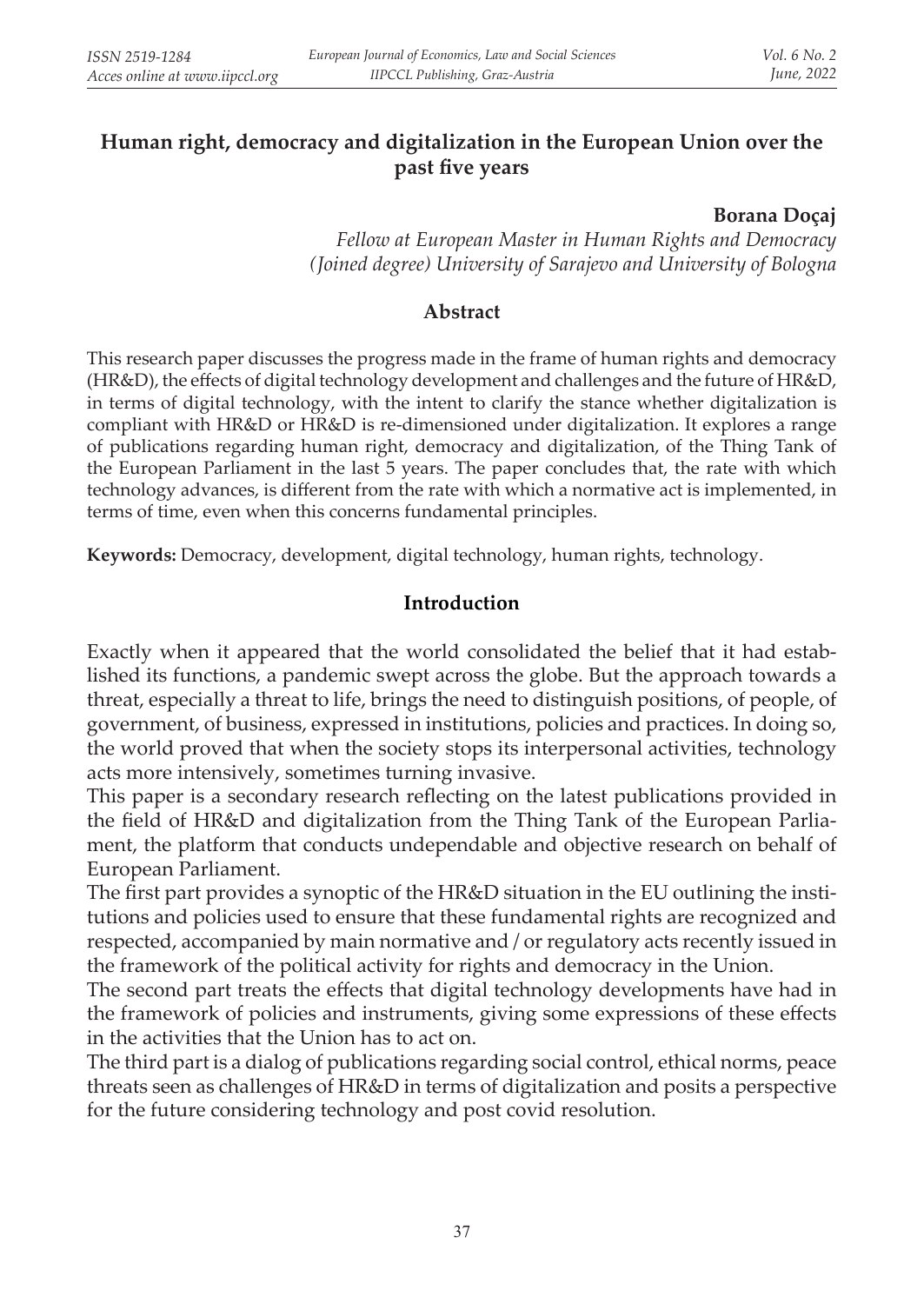# Human right, democracy and digitalization in the European Union over the past five years

**Borana Doçaj**

*Fellow at European Master in Human Rights and Democracy (Joined degree) University of Sarajevo and University of Bologna*

## Abstract

This research paper discusses the progress made in the frame of human rights and democracy (HR&D), the effects of digital technology development and challenges and the future of HR&D, in terms of digital technology, with the intent to clarify the stance whether digitalization is compliant with HR&D or HR&D is re-dimensioned under digitalization. It explores a range of publications regarding human right, democracy and digitalization, of the Thing Tank of the European Parliament in the last 5 years. The paper concludes that, the rate with which technology advances, is different from the rate with which a normative act is implemented, in terms of time, even when this concerns fundamental principles.

**Keywords:** Democracy, development, digital technology, human rights, technology.

## Introduction

Exactly when it appeared that the world consolidated the belief that it had established its functions, a pandemic swept across the globe. But the approach towards a threat, especially a threat to life, brings the need to distinguish positions, of people, of government, of business, expressed in institutions, policies and practices. In doing so, the world proved that when the society stops its interpersonal activities, technology acts more intensively, sometimes turning invasive.

This paper is a secondary research reflecting on the latest publications provided in the field of HR&D and digitalization from the Thing Tank of the European Parliament, the platform that conducts undependable and objective research on behalf of European Parliament.

The first part provides a synoptic of the HR&D situation in the EU outlining the institutions and policies used to ensure that these fundamental rights are recognized and respected, accompanied by main normative and / or regulatory acts recently issued in the framework of the political activity for rights and democracy in the Union.

The second part treats the effects that digital technology developments have had in the framework of policies and instruments, giving some expressions of these effects in the activities that the Union has to act on.

The third part is a dialog of publications regarding social control, ethical norms, peace threats seen as challenges of HR&D in terms of digitalization and posits a perspective for the future considering technology and post covid resolution.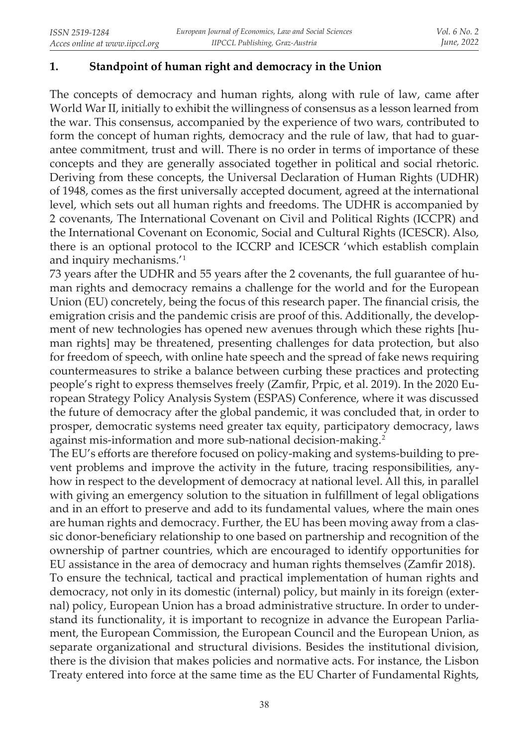## 1. Standpoint of human right and democracy in the Union

The concepts of democracy and human rights, along with rule of law, came after World War II, initially to exhibit the willingness of consensus as a lesson learned from the war. This consensus, accompanied by the experience of two wars, contributed to form the concept of human rights, democracy and the rule of law, that had to guarantee commitment, trust and will. There is no order in terms of importance of these concepts and they are generally associated together in political and social rhetoric. Deriving from these concepts, the Universal Declaration of Human Rights (UDHR) of 1948, comes as the first universally accepted document, agreed at the international level, which sets out all human rights and freedoms. The UDHR is accompanied by 2 covenants, The International Covenant on Civil and Political Rights (ICCPR) and the International Covenant on Economic, Social and Cultural Rights (ICESCR). Also, there is an optional protocol to the ICCRP and ICESCR 'which establish complain and inquiry mechanisms.'[1]

73 years after the UDHR and 55 years after the 2 covenants, the full guarantee of human rights and democracy remains a challenge for the world and for the European Union (EU) concretely, being the focus of this research paper. The financial crisis, the emigration crisis and the pandemic crisis are proof of this. Additionally, the development of new technologies has opened new avenues through which these rights [human rights] may be threatened, presenting challenges for data protection, but also for freedom of speech, with online hate speech and the spread of fake news requiring countermeasures to strike a balance between curbing these practices and protecting people's right to express themselves freely (Zamfir, Prpic, et al. 2019). In the 2020 European Strategy Policy Analysis System (ESPAS) Conference, where it was discussed the future of democracy after the global pandemic, it was concluded that, in order to prosper, democratic systems need greater tax equity, participatory democracy, laws against mis-information and more sub-national decision-making.[2]

The EU's efforts are therefore focused on policy-making and systems-building to prevent problems and improve the activity in the future, tracing responsibilities, anyhow in respect to the development of democracy at national level. All this, in parallel with giving an emergency solution to the situation in fulfillment of legal obligations and in an effort to preserve and add to its fundamental values, where the main ones are human rights and democracy. Further, the EU has been moving away from a classic donor-beneficiary relationship to one based on partnership and recognition of the ownership of partner countries, which are encouraged to identify opportunities for EU assistance in the area of democracy and human rights themselves (Zamfir 2018).

To ensure the technical, tactical and practical implementation of human rights and democracy, not only in its domestic (internal) policy, but mainly in its foreign (external) policy, European Union has a broad administrative structure. In order to understand its functionality, it is important to recognize in advance the European Parliament, the European Commission, the European Council and the European Union, as separate organizational and structural divisions. Besides the institutional division, there is the division that makes policies and normative acts. For instance, the Lisbon Treaty entered into force at the same time as the EU Charter of Fundamental Rights,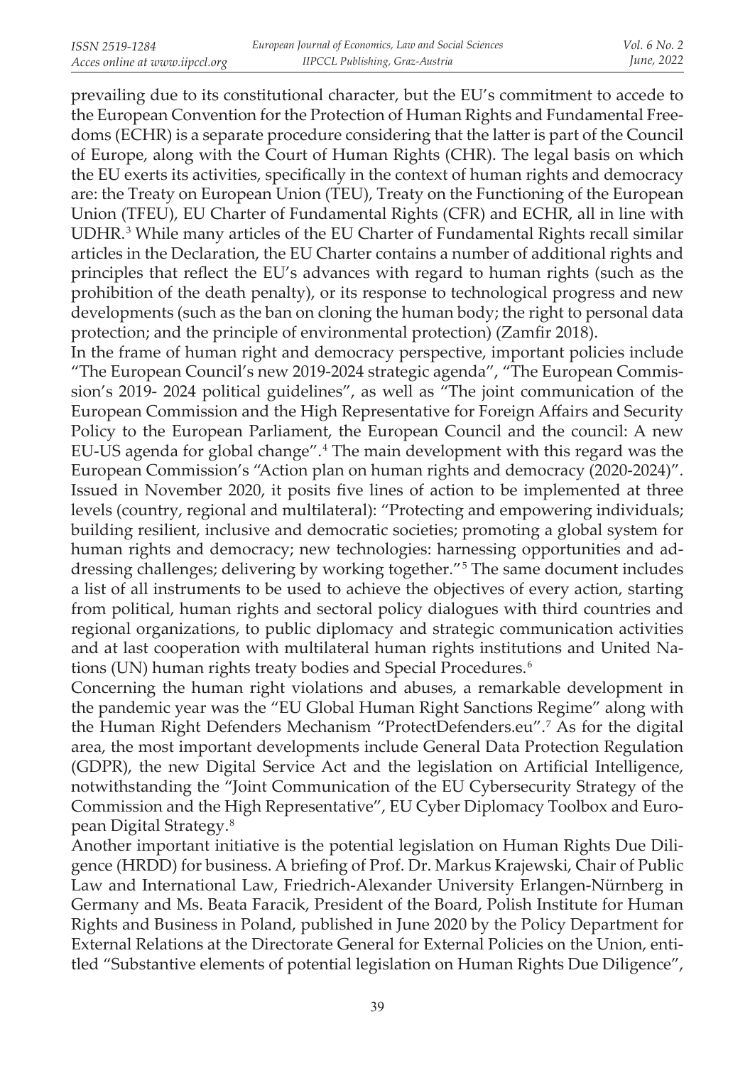prevailing due to its constitutional character, but the EU's commitment to accede to the European Convention for the Protection of Human Rights and Fundamental Freedoms (ECHR) is a separate procedure considering that the latter is part of the Council of Europe, along with the Court of Human Rights (CHR). The legal basis on which the EU exerts its activities, specifically in the context of human rights and democracy are: the Treaty on European Union (TEU), Treaty on the Functioning of the European Union (TFEU), EU Charter of Fundamental Rights (CFR) and ECHR, all in line with UDHR.[3] While many articles of the EU Charter of Fundamental Rights recall similar articles in the Declaration, the EU Charter contains a number of additional rights and principles that reflect the EU's advances with regard to human rights (such as the prohibition of the death penalty), or its response to technological progress and new developments (such as the ban on cloning the human body; the right to personal data protection; and the principle of environmental protection) (Zamfir 2018).

In the frame of human right and democracy perspective, important policies include "The European Council's new 2019-2024 strategic agenda", "The European Commission's 2019- 2024 political guidelines", as well as "The joint communication of the European Commission and the High Representative for Foreign Affairs and Security Policy to the European Parliament, the European Council and the council: A new EU-US agenda for global change".[4] The main development with this regard was the European Commission's "Action plan on human rights and democracy (2020-2024)". Issued in November 2020, it posits five lines of action to be implemented at three levels (country, regional and multilateral): "Protecting and empowering individuals; building resilient, inclusive and democratic societies; promoting a global system for human rights and democracy; new technologies: harnessing opportunities and addressing challenges; delivering by working together."[5] The same document includes a list of all instruments to be used to achieve the objectives of every action, starting from political, human rights and sectoral policy dialogues with third countries and regional organizations, to public diplomacy and strategic communication activities and at last cooperation with multilateral human rights institutions and United Nations (UN) human rights treaty bodies and Special Procedures.[6]

Concerning the human right violations and abuses, a remarkable development in the pandemic year was the "EU Global Human Right Sanctions Regime" along with the Human Right Defenders Mechanism "ProtectDefenders.eu".[7] As for the digital area, the most important developments include General Data Protection Regulation (GDPR), the new Digital Service Act and the legislation on Artificial Intelligence, notwithstanding the "Joint Communication of the EU Cybersecurity Strategy of the Commission and the High Representative", EU Cyber Diplomacy Toolbox and European Digital Strategy.[8]

Another important initiative is the potential legislation on Human Rights Due Diligence (HRDD) for business. A briefing of Prof. Dr. Markus Krajewski, Chair of Public Law and International Law, Friedrich-Alexander University Erlangen-Nürnberg in Germany and Ms. Beata Faracik, President of the Board, Polish Institute for Human Rights and Business in Poland, published in June 2020 by the Policy Department for External Relations at the Directorate General for External Policies on the Union, entitled "Substantive elements of potential legislation on Human Rights Due Diligence",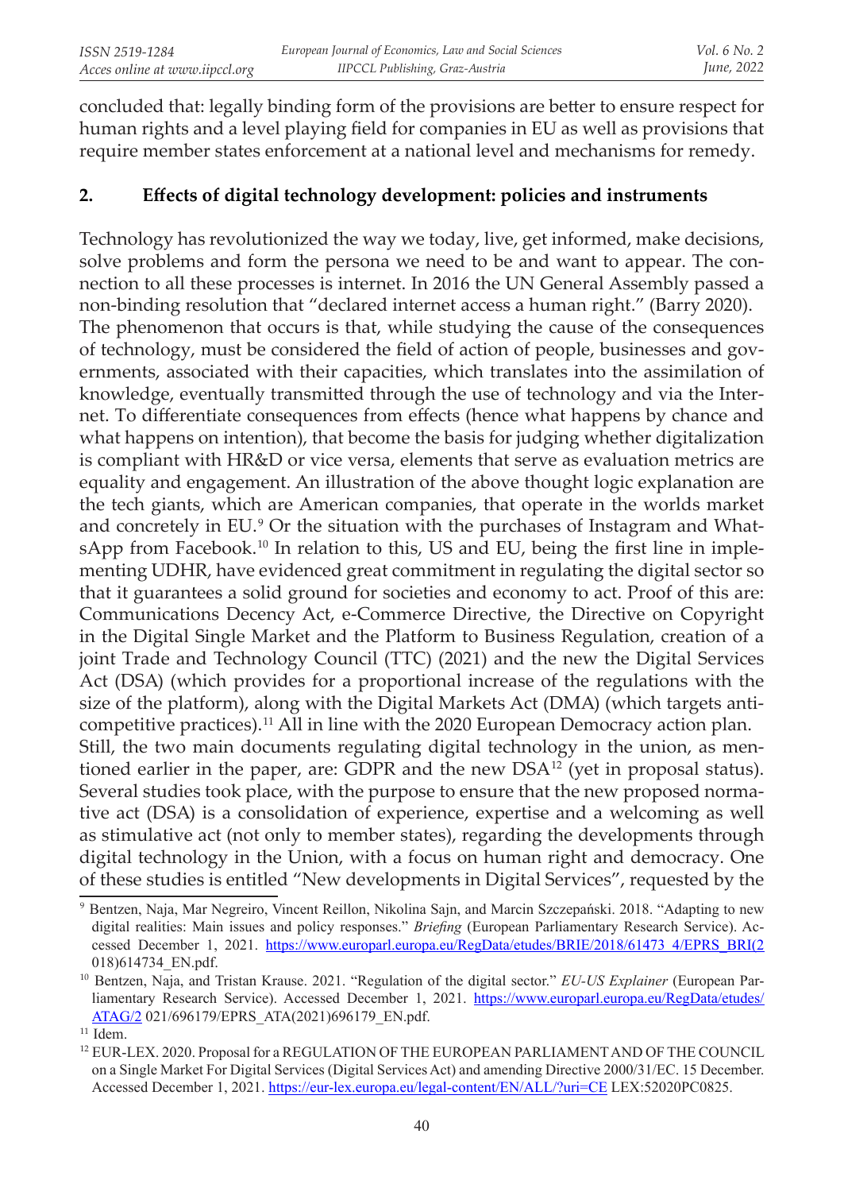concluded that: legally binding form of the provisions are better to ensure respect for human rights and a level playing field for companies in EU as well as provisions that require member states enforcement at a national level and mechanisms for remedy.

## 2. Effects of digital technology development: policies and instruments

Technology has revolutionized the way we today, live, get informed, make decisions, solve problems and form the persona we need to be and want to appear. The connection to all these processes is internet. In 2016 the UN General Assembly passed a non-binding resolution that "declared internet access a human right." (Barry 2020).

The phenomenon that occurs is that, while studying the cause of the consequences of technology, must be considered the field of action of people, businesses and governments, associated with their capacities, which translates into the assimilation of knowledge, eventually transmitted through the use of technology and via the Internet. To differentiate consequences from effects (hence what happens by chance and what happens on intention), that become the basis for judging whether digitalization is compliant with HR&D or vice versa, elements that serve as evaluation metrics are equality and engagement. An illustration of the above thought logic explanation are the tech giants, which are American companies, that operate in the worlds market and concretely in EU.[9] Or the situation with the purchases of Instagram and WhatsApp from Facebook.[10] In relation to this, US and EU, being the first line in implementing UDHR, have evidenced great commitment in regulating the digital sector so that it guarantees a solid ground for societies and economy to act. Proof of this are: Communications Decency Act, e-Commerce Directive, the Directive on Copyright in the Digital Single Market and the Platform to Business Regulation, creation of a joint Trade and Technology Council (TTC) (2021) and the new the Digital Services Act (DSA) (which provides for a proportional increase of the regulations with the size of the platform), along with the Digital Markets Act (DMA) (which targets anti-competitive practices).[11] All in line with the 2020 European Democracy action plan.

Still, the two main documents regulating digital technology in the union, as mentioned earlier in the paper, are: GDPR and the new DSA[12] (yet in proposal status). Several studies took place, with the purpose to ensure that the new proposed normative act (DSA) is a consolidation of experience, expertise and a welcoming as well as stimulative act (not only to member states), regarding the developments through digital technology in the Union, with a focus on human right and democracy. One of these studies is entitled "New developments in Digital Services", requested by the

---

[9] Bentzen, Naja, Mar Negreiro, Vincent Reillon, Nikolina Sajn, and Marcin Szczepański. 2018. "Adapting to new digital realities: Main issues and policy responses." *Briefing* (European Parliamentary Research Service). Accessed December 1, 2021. https://www.europarl.europa.eu/RegData/etudes/BRIE/2018/61473 4/EPRS_BRI(2018)614734_EN.pdf.

[10] Bentzen, Naja, and Tristan Krause. 2021. "Regulation of the digital sector." *EU-US Explainer* (European Parliamentary Research Service). Accessed December 1, 2021. https://www.europarl.europa.eu/RegData/etudes/ATAG/2 021/696179/EPRS_ATA(2021)696179_EN.pdf.

[11] Idem.

[12] EUR-LEX. 2020. Proposal for a REGULATION OF THE EUROPEAN PARLIAMENT AND OF THE COUNCIL on a Single Market For Digital Services (Digital Services Act) and amending Directive 2000/31/EC. 15 December. Accessed December 1, 2021. https://eur-lex.europa.eu/legal-content/EN/ALL/?uri=CE LEX:52020PC0825.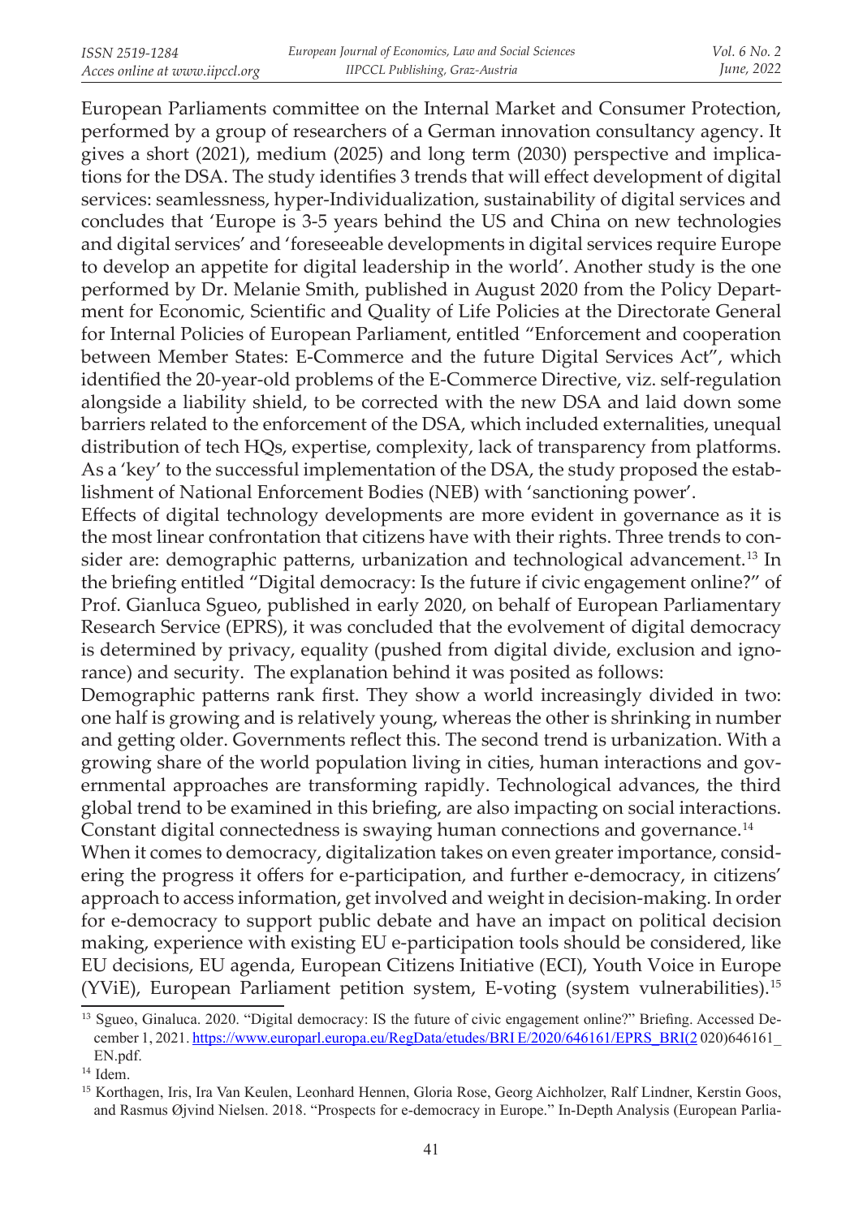European Parliaments committee on the Internal Market and Consumer Protection, performed by a group of researchers of a German innovation consultancy agency. It gives a short (2021), medium (2025) and long term (2030) perspective and implications for the DSA. The study identifies 3 trends that will effect development of digital services: seamlessness, hyper-Individualization, sustainability of digital services and concludes that 'Europe is 3-5 years behind the US and China on new technologies and digital services' and 'foreseeable developments in digital services require Europe to develop an appetite for digital leadership in the world'. Another study is the one performed by Dr. Melanie Smith, published in August 2020 from the Policy Department for Economic, Scientific and Quality of Life Policies at the Directorate General for Internal Policies of European Parliament, entitled "Enforcement and cooperation between Member States: E-Commerce and the future Digital Services Act", which identified the 20-year-old problems of the E-Commerce Directive, viz. self-regulation alongside a liability shield, to be corrected with the new DSA and laid down some barriers related to the enforcement of the DSA, which included externalities, unequal distribution of tech HQs, expertise, complexity, lack of transparency from platforms. As a 'key' to the successful implementation of the DSA, the study proposed the establishment of National Enforcement Bodies (NEB) with 'sanctioning power'.

Effects of digital technology developments are more evident in governance as it is the most linear confrontation that citizens have with their rights. Three trends to consider are: demographic patterns, urbanization and technological advancement.[13] In the briefing entitled "Digital democracy: Is the future if civic engagement online?" of Prof. Gianluca Sgueo, published in early 2020, on behalf of European Parliamentary Research Service (EPRS), it was concluded that the evolvement of digital democracy is determined by privacy, equality (pushed from digital divide, exclusion and ignorance) and security. The explanation behind it was posited as follows:

Demographic patterns rank first. They show a world increasingly divided in two: one half is growing and is relatively young, whereas the other is shrinking in number and getting older. Governments reflect this. The second trend is urbanization. With a growing share of the world population living in cities, human interactions and governmental approaches are transforming rapidly. Technological advances, the third global trend to be examined in this briefing, are also impacting on social interactions. Constant digital connectedness is swaying human connections and governance.[14]

When it comes to democracy, digitalization takes on even greater importance, considering the progress it offers for e-participation, and further e-democracy, in citizens' approach to access information, get involved and weight in decision-making. In order for e-democracy to support public debate and have an impact on political decision making, experience with existing EU e-participation tools should be considered, like EU decisions, EU agenda, European Citizens Initiative (ECI), Youth Voice in Europe (YViE), European Parliament petition system, E-voting (system vulnerabilities).[15]

---

[13] Sgueo, Ginaluca. 2020. "Digital democracy: IS the future of civic engagement online?" Briefing. Accessed December 1, 2021. https://www.europarl.europa.eu/RegData/etudes/BRI E/2020/646161/EPRS_BRI(2 020)646161_EN.pdf.

[14] Idem.

[15] Korthagen, Iris, Ira Van Keulen, Leonhard Hennen, Gloria Rose, Georg Aichholzer, Ralf Lindner, Kerstin Goos, and Rasmus Øjvind Nielsen. 2018. "Prospects for e-democracy in Europe." In-Depth Analysis (European Parlia-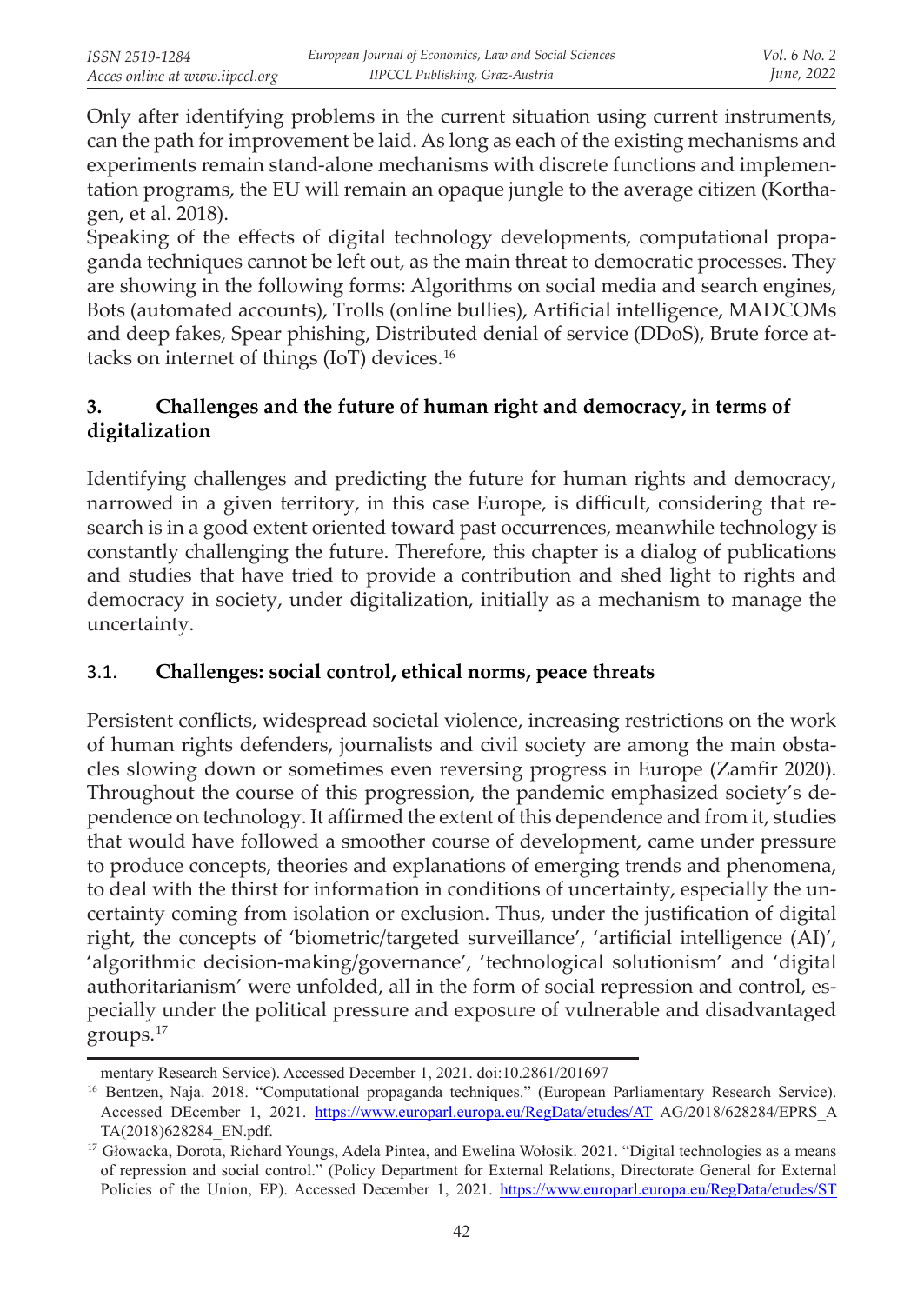Only after identifying problems in the current situation using current instruments, can the path for improvement be laid. As long as each of the existing mechanisms and experiments remain stand-alone mechanisms with discrete functions and implementation programs, the EU will remain an opaque jungle to the average citizen (Korthagen, et al. 2018).

Speaking of the effects of digital technology developments, computational propaganda techniques cannot be left out, as the main threat to democratic processes. They are showing in the following forms: Algorithms on social media and search engines, Bots (automated accounts), Trolls (online bullies), Artificial intelligence, MADCOMs and deep fakes, Spear phishing, Distributed denial of service (DDoS), Brute force attacks on internet of things (IoT) devices.[16]

## 3. Challenges and the future of human right and democracy, in terms of digitalization

Identifying challenges and predicting the future for human rights and democracy, narrowed in a given territory, in this case Europe, is difficult, considering that research is in a good extent oriented toward past occurrences, meanwhile technology is constantly challenging the future. Therefore, this chapter is a dialog of publications and studies that have tried to provide a contribution and shed light to rights and democracy in society, under digitalization, initially as a mechanism to manage the uncertainty.

### 3.1. Challenges: social control, ethical norms, peace threats

Persistent conflicts, widespread societal violence, increasing restrictions on the work of human rights defenders, journalists and civil society are among the main obstacles slowing down or sometimes even reversing progress in Europe (Zamfir 2020). Throughout the course of this progression, the pandemic emphasized society's dependence on technology. It affirmed the extent of this dependence and from it, studies that would have followed a smoother course of development, came under pressure to produce concepts, theories and explanations of emerging trends and phenomena, to deal with the thirst for information in conditions of uncertainty, especially the uncertainty coming from isolation or exclusion. Thus, under the justification of digital right, the concepts of 'biometric/targeted surveillance', 'artificial intelligence (AI)', 'algorithmic decision-making/governance', 'technological solutionism' and 'digital authoritarianism' were unfolded, all in the form of social repression and control, especially under the political pressure and exposure of vulnerable and disadvantaged groups.[17]

---

mentary Research Service). Accessed December 1, 2021. doi:10.2861/201697

[16] Bentzen, Naja. 2018. "Computational propaganda techniques." (European Parliamentary Research Service). Accessed DEcember 1, 2021. https://www.europarl.europa.eu/RegData/etudes/AT AG/2018/628284/EPRS_ATA(2018)628284_EN.pdf.

[17] Głowacka, Dorota, Richard Youngs, Adela Pintea, and Ewelina Wołosik. 2021. "Digital technologies as a means of repression and social control." (Policy Department for External Relations, Directorate General for External Policies of the Union, EP). Accessed December 1, 2021. https://www.europarl.europa.eu/RegData/etudes/ST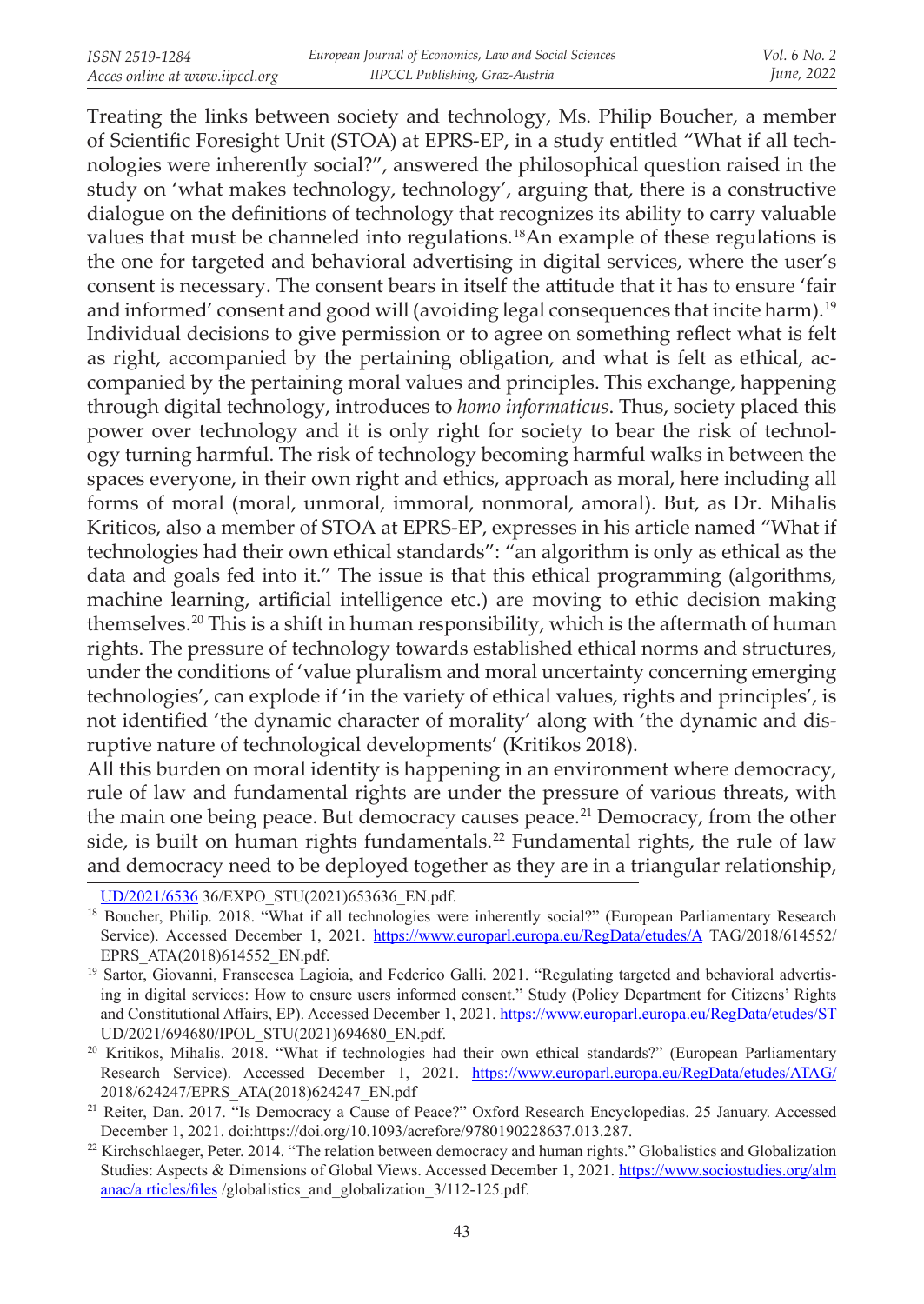Treating the links between society and technology, Ms. Philip Boucher, a member of Scientific Foresight Unit (STOA) at EPRS-EP, in a study entitled "What if all technologies were inherently social?", answered the philosophical question raised in the study on 'what makes technology, technology', arguing that, there is a constructive dialogue on the definitions of technology that recognizes its ability to carry valuable values that must be channeled into regulations.[18]An example of these regulations is the one for targeted and behavioral advertising in digital services, where the user's consent is necessary. The consent bears in itself the attitude that it has to ensure 'fair and informed' consent and good will (avoiding legal consequences that incite harm).[19] Individual decisions to give permission or to agree on something reflect what is felt as right, accompanied by the pertaining obligation, and what is felt as ethical, accompanied by the pertaining moral values and principles. This exchange, happening through digital technology, introduces to *homo informaticus*. Thus, society placed this power over technology and it is only right for society to bear the risk of technology turning harmful. The risk of technology becoming harmful walks in between the spaces everyone, in their own right and ethics, approach as moral, here including all forms of moral (moral, unmoral, immoral, nonmoral, amoral). But, as Dr. Mihalis Kriticos, also a member of STOA at EPRS-EP, expresses in his article named "What if technologies had their own ethical standards": "an algorithm is only as ethical as the data and goals fed into it." The issue is that this ethical programming (algorithms, machine learning, artificial intelligence etc.) are moving to ethic decision making themselves.[20] This is a shift in human responsibility, which is the aftermath of human rights. The pressure of technology towards established ethical norms and structures, under the conditions of 'value pluralism and moral uncertainty concerning emerging technologies', can explode if 'in the variety of ethical values, rights and principles', is not identified 'the dynamic character of morality' along with 'the dynamic and disruptive nature of technological developments' (Kritikos 2018).

All this burden on moral identity is happening in an environment where democracy, rule of law and fundamental rights are under the pressure of various threats, with the main one being peace. But democracy causes peace.[21] Democracy, from the other side, is built on human rights fundamentals.[22] Fundamental rights, the rule of law and democracy need to be deployed together as they are in a triangular relationship,

---

UD/2021/6536 36/EXPO_STU(2021)653636_EN.pdf.

[18] Boucher, Philip. 2018. "What if all technologies were inherently social?" (European Parliamentary Research Service). Accessed December 1, 2021. https://www.europarl.europa.eu/RegData/etudes/A TAG/2018/614552/EPRS_ATA(2018)614552_EN.pdf.

[19] Sartor, Giovanni, Franscesca Lagioia, and Federico Galli. 2021. "Regulating targeted and behavioral advertising in digital services: How to ensure users informed consent." Study (Policy Department for Citizens' Rights and Constitutional Affairs, EP). Accessed December 1, 2021. https://www.europarl.europa.eu/RegData/etudes/ST UD/2021/694680/IPOL_STU(2021)694680_EN.pdf.

[20] Kritikos, Mihalis. 2018. "What if technologies had their own ethical standards?" (European Parliamentary Research Service). Accessed December 1, 2021. https://www.europarl.europa.eu/RegData/etudes/ATAG/2018/624247/EPRS_ATA(2018)624247_EN.pdf

[21] Reiter, Dan. 2017. "Is Democracy a Cause of Peace?" Oxford Research Encyclopedias. 25 January. Accessed December 1, 2021. doi:https://doi.org/10.1093/acrefore/9780190228637.013.287.

[22] Kirchschlaeger, Peter. 2014. "The relation between democracy and human rights." Globalistics and Globalization Studies: Aspects & Dimensions of Global Views. Accessed December 1, 2021. https://www.sociostudies.org/almanac/a rticles/files /globalistics_and_globalization_3/112-125.pdf.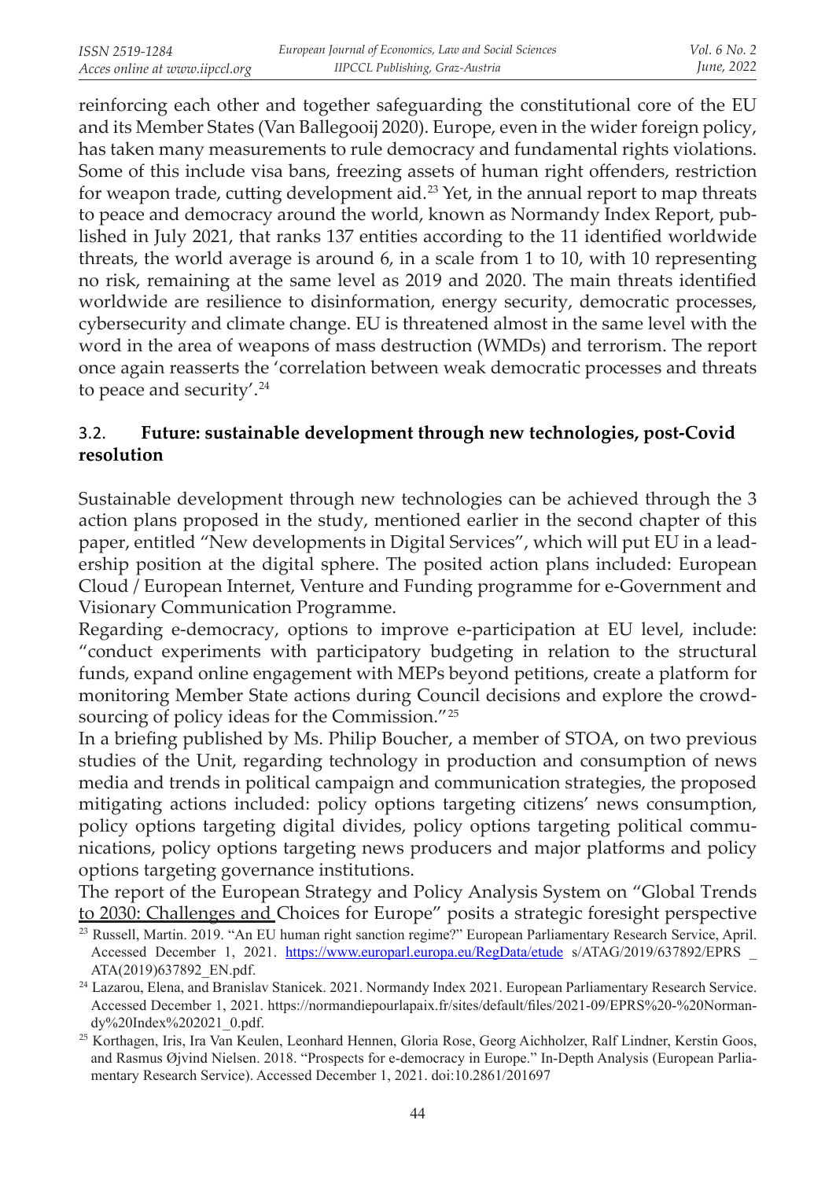reinforcing each other and together safeguarding the constitutional core of the EU and its Member States (Van Ballegooij 2020). Europe, even in the wider foreign policy, has taken many measurements to rule democracy and fundamental rights violations. Some of this include visa bans, freezing assets of human right offenders, restriction for weapon trade, cutting development aid.[23] Yet, in the annual report to map threats to peace and democracy around the world, known as Normandy Index Report, published in July 2021, that ranks 137 entities according to the 11 identified worldwide threats, the world average is around 6, in a scale from 1 to 10, with 10 representing no risk, remaining at the same level as 2019 and 2020. The main threats identified worldwide are resilience to disinformation, energy security, democratic processes, cybersecurity and climate change. EU is threatened almost in the same level with the word in the area of weapons of mass destruction (WMDs) and terrorism. The report once again reasserts the 'correlation between weak democratic processes and threats to peace and security'.[24]

### 3.2. Future: sustainable development through new technologies, post-Covid resolution

Sustainable development through new technologies can be achieved through the 3 action plans proposed in the study, mentioned earlier in the second chapter of this paper, entitled "New developments in Digital Services", which will put EU in a leadership position at the digital sphere. The posited action plans included: European Cloud / European Internet, Venture and Funding programme for e-Government and Visionary Communication Programme.

Regarding e-democracy, options to improve e-participation at EU level, include: "conduct experiments with participatory budgeting in relation to the structural funds, expand online engagement with MEPs beyond petitions, create a platform for monitoring Member State actions during Council decisions and explore the crowdsourcing of policy ideas for the Commission."[25]

In a briefing published by Ms. Philip Boucher, a member of STOA, on two previous studies of the Unit, regarding technology in production and consumption of news media and trends in political campaign and communication strategies, the proposed mitigating actions included: policy options targeting citizens' news consumption, policy options targeting digital divides, policy options targeting political communications, policy options targeting news producers and major platforms and policy options targeting governance institutions.

The report of the European Strategy and Policy Analysis System on "Global Trends to 2030: Challenges and Choices for Europe" posits a strategic foresight perspective

---

[23] Russell, Martin. 2019. "An EU human right sanction regime?" European Parliamentary Research Service, April. Accessed December 1, 2021. https://www.europarl.europa.eu/RegData/etude s/ATAG/2019/637892/EPRS _ ATA(2019)637892_EN.pdf.

[24] Lazarou, Elena, and Branislav Stanicek. 2021. Normandy Index 2021. European Parliamentary Research Service. Accessed December 1, 2021. https://normandiepourlapaix.fr/sites/default/files/2021-09/EPRS%20-%20Normandy%20Index%202021_0.pdf.

[25] Korthagen, Iris, Ira Van Keulen, Leonhard Hennen, Gloria Rose, Georg Aichholzer, Ralf Lindner, Kerstin Goos, and Rasmus Øjvind Nielsen. 2018. "Prospects for e-democracy in Europe." In-Depth Analysis (European Parliamentary Research Service). Accessed December 1, 2021. doi:10.2861/201697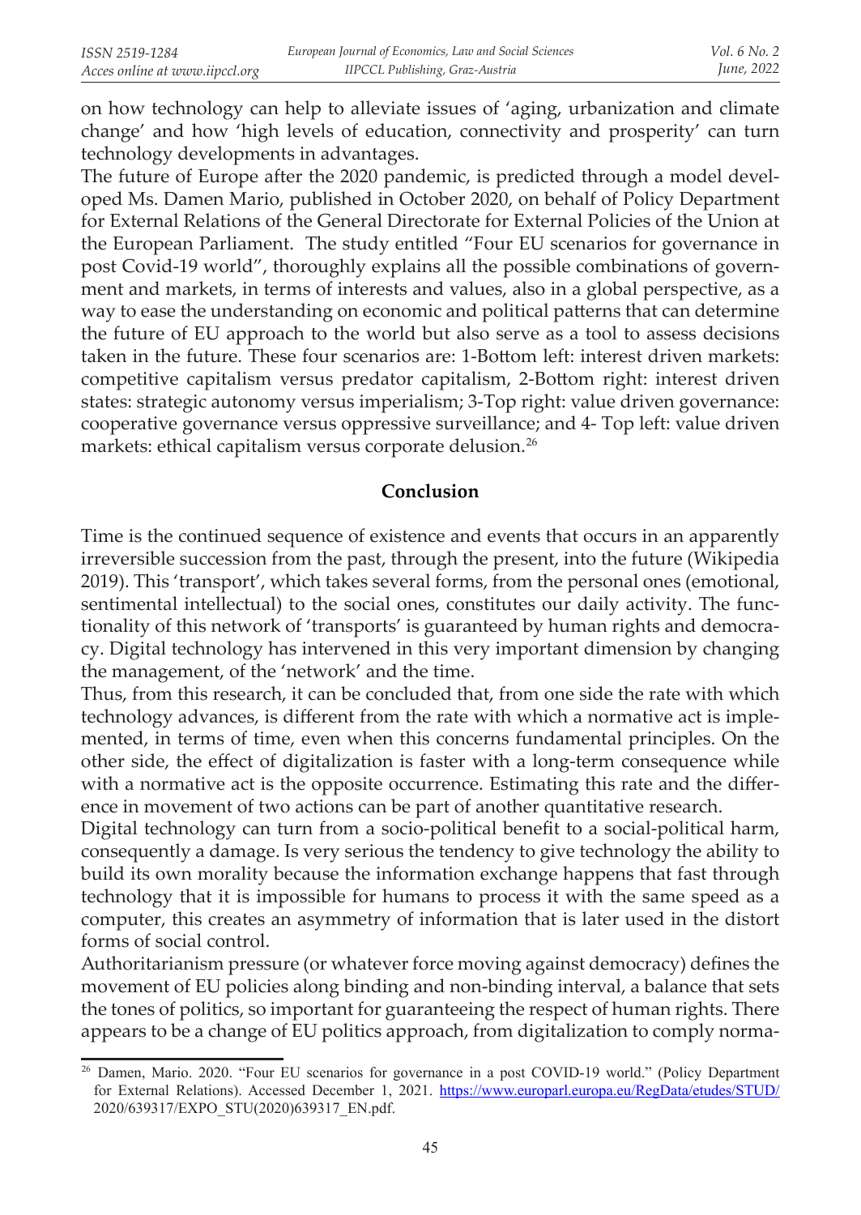on how technology can help to alleviate issues of 'aging, urbanization and climate change' and how 'high levels of education, connectivity and prosperity' can turn technology developments in advantages.

The future of Europe after the 2020 pandemic, is predicted through a model developed Ms. Damen Mario, published in October 2020, on behalf of Policy Department for External Relations of the General Directorate for External Policies of the Union at the European Parliament. The study entitled "Four EU scenarios for governance in post Covid-19 world", thoroughly explains all the possible combinations of government and markets, in terms of interests and values, also in a global perspective, as a way to ease the understanding on economic and political patterns that can determine the future of EU approach to the world but also serve as a tool to assess decisions taken in the future. These four scenarios are: 1-Bottom left: interest driven markets: competitive capitalism versus predator capitalism, 2-Bottom right: interest driven states: strategic autonomy versus imperialism; 3-Top right: value driven governance: cooperative governance versus oppressive surveillance; and 4- Top left: value driven markets: ethical capitalism versus corporate delusion.[26]

## Conclusion

Time is the continued sequence of existence and events that occurs in an apparently irreversible succession from the past, through the present, into the future (Wikipedia 2019). This 'transport', which takes several forms, from the personal ones (emotional, sentimental intellectual) to the social ones, constitutes our daily activity. The functionality of this network of 'transports' is guaranteed by human rights and democracy. Digital technology has intervened in this very important dimension by changing the management, of the 'network' and the time.

Thus, from this research, it can be concluded that, from one side the rate with which technology advances, is different from the rate with which a normative act is implemented, in terms of time, even when this concerns fundamental principles. On the other side, the effect of digitalization is faster with a long-term consequence while with a normative act is the opposite occurrence. Estimating this rate and the difference in movement of two actions can be part of another quantitative research.

Digital technology can turn from a socio-political benefit to a social-political harm, consequently a damage. Is very serious the tendency to give technology the ability to build its own morality because the information exchange happens that fast through technology that it is impossible for humans to process it with the same speed as a computer, this creates an asymmetry of information that is later used in the distort forms of social control.

Authoritarianism pressure (or whatever force moving against democracy) defines the movement of EU policies along binding and non-binding interval, a balance that sets the tones of politics, so important for guaranteeing the respect of human rights. There appears to be a change of EU politics approach, from digitalization to comply norma-

[26] Damen, Mario. 2020. "Four EU scenarios for governance in a post COVID-19 world." (Policy Department for External Relations). Accessed December 1, 2021. https://www.europarl.europa.eu/RegData/etudes/STUD/2020/639317/EXPO_STU(2020)639317_EN.pdf.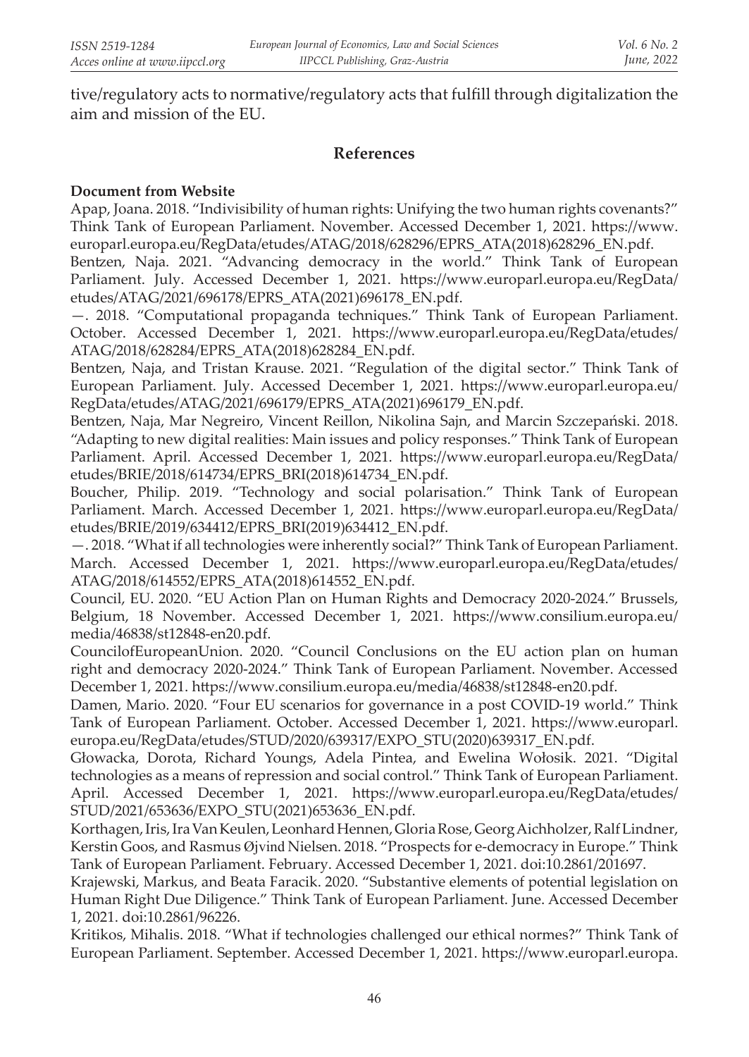tive/regulatory acts to normative/regulatory acts that fulfill through digitalization the aim and mission of the EU.

## References

**Document from Website**

Apap, Joana. 2018. "Indivisibility of human rights: Unifying the two human rights covenants?" Think Tank of European Parliament. November. Accessed December 1, 2021. https://www.europarl.europa.eu/RegData/etudes/ATAG/2018/628296/EPRS_ATA(2018)628296_EN.pdf.

Bentzen, Naja. 2021. "Advancing democracy in the world." Think Tank of European Parliament. July. Accessed December 1, 2021. https://www.europarl.europa.eu/RegData/etudes/ATAG/2021/696178/EPRS_ATA(2021)696178_EN.pdf.

—. 2018. "Computational propaganda techniques." Think Tank of European Parliament. October. Accessed December 1, 2021. https://www.europarl.europa.eu/RegData/etudes/ATAG/2018/628284/EPRS_ATA(2018)628284_EN.pdf.

Bentzen, Naja, and Tristan Krause. 2021. "Regulation of the digital sector." Think Tank of European Parliament. July. Accessed December 1, 2021. https://www.europarl.europa.eu/RegData/etudes/ATAG/2021/696179/EPRS_ATA(2021)696179_EN.pdf.

Bentzen, Naja, Mar Negreiro, Vincent Reillon, Nikolina Sajn, and Marcin Szczepański. 2018. "Adapting to new digital realities: Main issues and policy responses." Think Tank of European Parliament. April. Accessed December 1, 2021. https://www.europarl.europa.eu/RegData/etudes/BRIE/2018/614734/EPRS_BRI(2018)614734_EN.pdf.

Boucher, Philip. 2019. "Technology and social polarisation." Think Tank of European Parliament. March. Accessed December 1, 2021. https://www.europarl.europa.eu/RegData/etudes/BRIE/2019/634412/EPRS_BRI(2019)634412_EN.pdf.

—. 2018. "What if all technologies were inherently social?" Think Tank of European Parliament. March. Accessed December 1, 2021. https://www.europarl.europa.eu/RegData/etudes/ATAG/2018/614552/EPRS_ATA(2018)614552_EN.pdf.

Council, EU. 2020. "EU Action Plan on Human Rights and Democracy 2020-2024." Brussels, Belgium, 18 November. Accessed December 1, 2021. https://www.consilium.europa.eu/media/46838/st12848-en20.pdf.

CouncilofEuropeanUnion. 2020. "Council Conclusions on the EU action plan on human right and democracy 2020-2024." Think Tank of European Parliament. November. Accessed December 1, 2021. https://www.consilium.europa.eu/media/46838/st12848-en20.pdf.

Damen, Mario. 2020. "Four EU scenarios for governance in a post COVID-19 world." Think Tank of European Parliament. October. Accessed December 1, 2021. https://www.europarl.europa.eu/RegData/etudes/STUD/2020/639317/EXPO_STU(2020)639317_EN.pdf.

Głowacka, Dorota, Richard Youngs, Adela Pintea, and Ewelina Wołosik. 2021. "Digital technologies as a means of repression and social control." Think Tank of European Parliament. April. Accessed December 1, 2021. https://www.europarl.europa.eu/RegData/etudes/STUD/2021/653636/EXPO_STU(2021)653636_EN.pdf.

Korthagen, Iris, Ira Van Keulen, Leonhard Hennen, Gloria Rose, Georg Aichholzer, Ralf Lindner, Kerstin Goos, and Rasmus Øjvind Nielsen. 2018. "Prospects for e-democracy in Europe." Think Tank of European Parliament. February. Accessed December 1, 2021. doi:10.2861/201697.

Krajewski, Markus, and Beata Faracik. 2020. "Substantive elements of potential legislation on Human Right Due Diligence." Think Tank of European Parliament. June. Accessed December 1, 2021. doi:10.2861/96226.

Kritikos, Mihalis. 2018. "What if technologies challenged our ethical normes?" Think Tank of European Parliament. September. Accessed December 1, 2021. https://www.europarl.europa.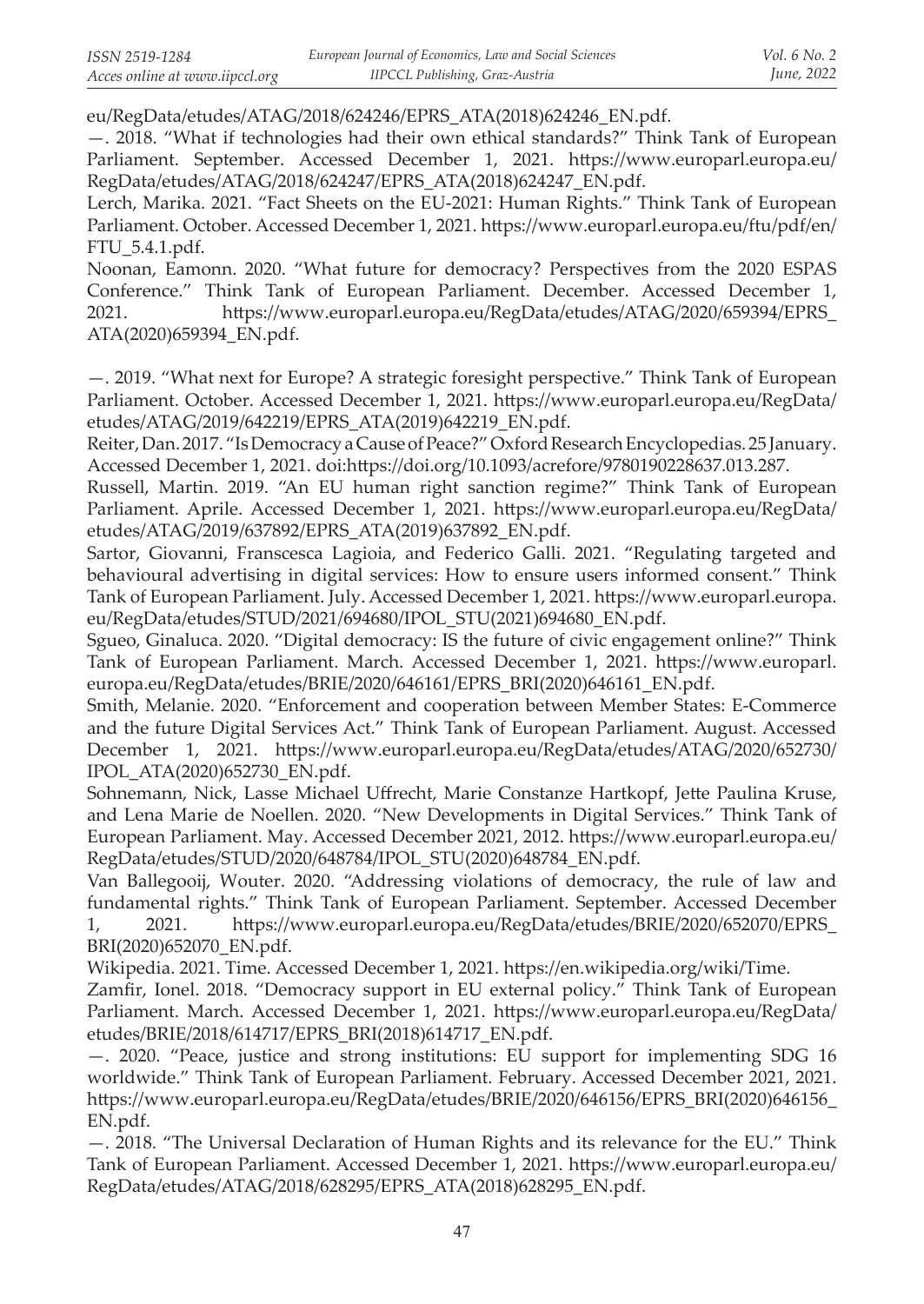eu/RegData/etudes/ATAG/2018/624246/EPRS_ATA(2018)624246_EN.pdf.

—. 2018. "What if technologies had their own ethical standards?" Think Tank of European Parliament. September. Accessed December 1, 2021. https://www.europarl.europa.eu/RegData/etudes/ATAG/2018/624247/EPRS_ATA(2018)624247_EN.pdf.

Lerch, Marika. 2021. "Fact Sheets on the EU-2021: Human Rights." Think Tank of European Parliament. October. Accessed December 1, 2021. https://www.europarl.europa.eu/ftu/pdf/en/FTU_5.4.1.pdf.

Noonan, Eamonn. 2020. "What future for democracy? Perspectives from the 2020 ESPAS Conference." Think Tank of European Parliament. December. Accessed December 1, 2021. https://www.europarl.europa.eu/RegData/etudes/ATAG/2020/659394/EPRS_ATA(2020)659394_EN.pdf.

—. 2019. "What next for Europe? A strategic foresight perspective." Think Tank of European Parliament. October. Accessed December 1, 2021. https://www.europarl.europa.eu/RegData/etudes/ATAG/2019/642219/EPRS_ATA(2019)642219_EN.pdf.

Reiter, Dan. 2017. "Is Democracy a Cause of Peace?" Oxford Research Encyclopedias. 25 January. Accessed December 1, 2021. doi:https://doi.org/10.1093/acrefore/9780190228637.013.287.

Russell, Martin. 2019. "An EU human right sanction regime?" Think Tank of European Parliament. Aprile. Accessed December 1, 2021. https://www.europarl.europa.eu/RegData/etudes/ATAG/2019/637892/EPRS_ATA(2019)637892_EN.pdf.

Sartor, Giovanni, Franscesca Lagioia, and Federico Galli. 2021. "Regulating targeted and behavioural advertising in digital services: How to ensure users informed consent." Think Tank of European Parliament. July. Accessed December 1, 2021. https://www.europarl.europa.eu/RegData/etudes/STUD/2021/694680/IPOL_STU(2021)694680_EN.pdf.

Sgueo, Ginaluca. 2020. "Digital democracy: IS the future of civic engagement online?" Think Tank of European Parliament. March. Accessed December 1, 2021. https://www.europarl.europa.eu/RegData/etudes/BRIE/2020/646161/EPRS_BRI(2020)646161_EN.pdf.

Smith, Melanie. 2020. "Enforcement and cooperation between Member States: E-Commerce and the future Digital Services Act." Think Tank of European Parliament. August. Accessed December 1, 2021. https://www.europarl.europa.eu/RegData/etudes/ATAG/2020/652730/IPOL_ATA(2020)652730_EN.pdf.

Sohnemann, Nick, Lasse Michael Uffrecht, Marie Constanze Hartkopf, Jette Paulina Kruse, and Lena Marie de Noellen. 2020. "New Developments in Digital Services." Think Tank of European Parliament. May. Accessed December 2021, 2012. https://www.europarl.europa.eu/RegData/etudes/STUD/2020/648784/IPOL_STU(2020)648784_EN.pdf.

Van Ballegooij, Wouter. 2020. "Addressing violations of democracy, the rule of law and fundamental rights." Think Tank of European Parliament. September. Accessed December 1, 2021. https://www.europarl.europa.eu/RegData/etudes/BRIE/2020/652070/EPRS_BRI(2020)652070_EN.pdf.

Wikipedia. 2021. Time. Accessed December 1, 2021. https://en.wikipedia.org/wiki/Time.

Zamfir, Ionel. 2018. "Democracy support in EU external policy." Think Tank of European Parliament. March. Accessed December 1, 2021. https://www.europarl.europa.eu/RegData/etudes/BRIE/2018/614717/EPRS_BRI(2018)614717_EN.pdf.

—. 2020. "Peace, justice and strong institutions: EU support for implementing SDG 16 worldwide." Think Tank of European Parliament. February. Accessed December 2021, 2021. https://www.europarl.europa.eu/RegData/etudes/BRIE/2020/646156/EPRS_BRI(2020)646156_EN.pdf.

—. 2018. "The Universal Declaration of Human Rights and its relevance for the EU." Think Tank of European Parliament. Accessed December 1, 2021. https://www.europarl.europa.eu/RegData/etudes/ATAG/2018/628295/EPRS_ATA(2018)628295_EN.pdf.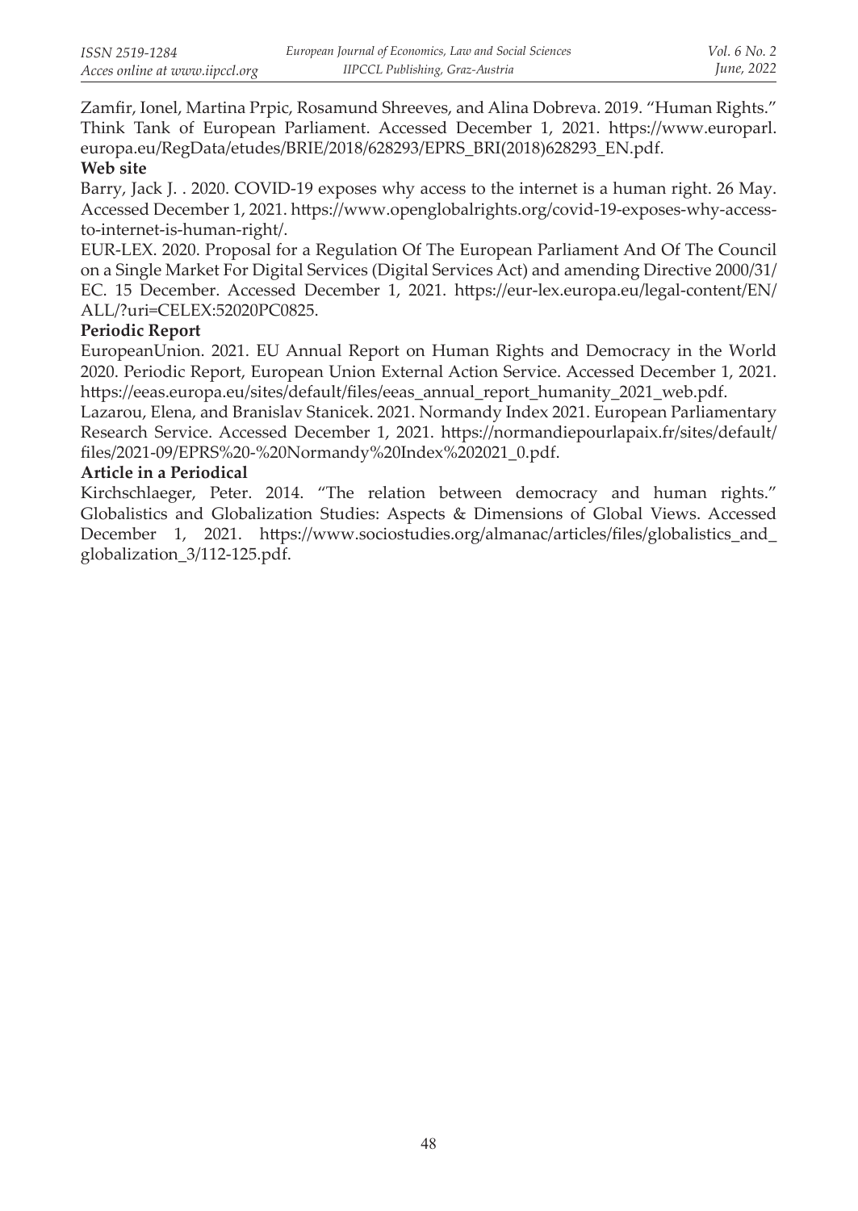Zamfir, Ionel, Martina Prpic, Rosamund Shreeves, and Alina Dobreva. 2019. "Human Rights." Think Tank of European Parliament. Accessed December 1, 2021. https://www.europarl.europa.eu/RegData/etudes/BRIE/2018/628293/EPRS_BRI(2018)628293_EN.pdf.

**Web site**

Barry, Jack J. . 2020. COVID-19 exposes why access to the internet is a human right. 26 May. Accessed December 1, 2021. https://www.openglobalrights.org/covid-19-exposes-why-access-to-internet-is-human-right/.

EUR-LEX. 2020. Proposal for a Regulation Of The European Parliament And Of The Council on a Single Market For Digital Services (Digital Services Act) and amending Directive 2000/31/EC. 15 December. Accessed December 1, 2021. https://eur-lex.europa.eu/legal-content/EN/ALL/?uri=CELEX:52020PC0825.

**Periodic Report**

EuropeanUnion. 2021. EU Annual Report on Human Rights and Democracy in the World 2020. Periodic Report, European Union External Action Service. Accessed December 1, 2021. https://eeas.europa.eu/sites/default/files/eeas_annual_report_humanity_2021_web.pdf.

Lazarou, Elena, and Branislav Stanicek. 2021. Normandy Index 2021. European Parliamentary Research Service. Accessed December 1, 2021. https://normandiepourlapaix.fr/sites/default/files/2021-09/EPRS%20-%20Normandy%20Index%202021_0.pdf.

**Article in a Periodical**

Kirchschlaeger, Peter. 2014. "The relation between democracy and human rights." Globalistics and Globalization Studies: Aspects & Dimensions of Global Views. Accessed December 1, 2021. https://www.sociostudies.org/almanac/articles/files/globalistics_and_globalization_3/112-125.pdf.